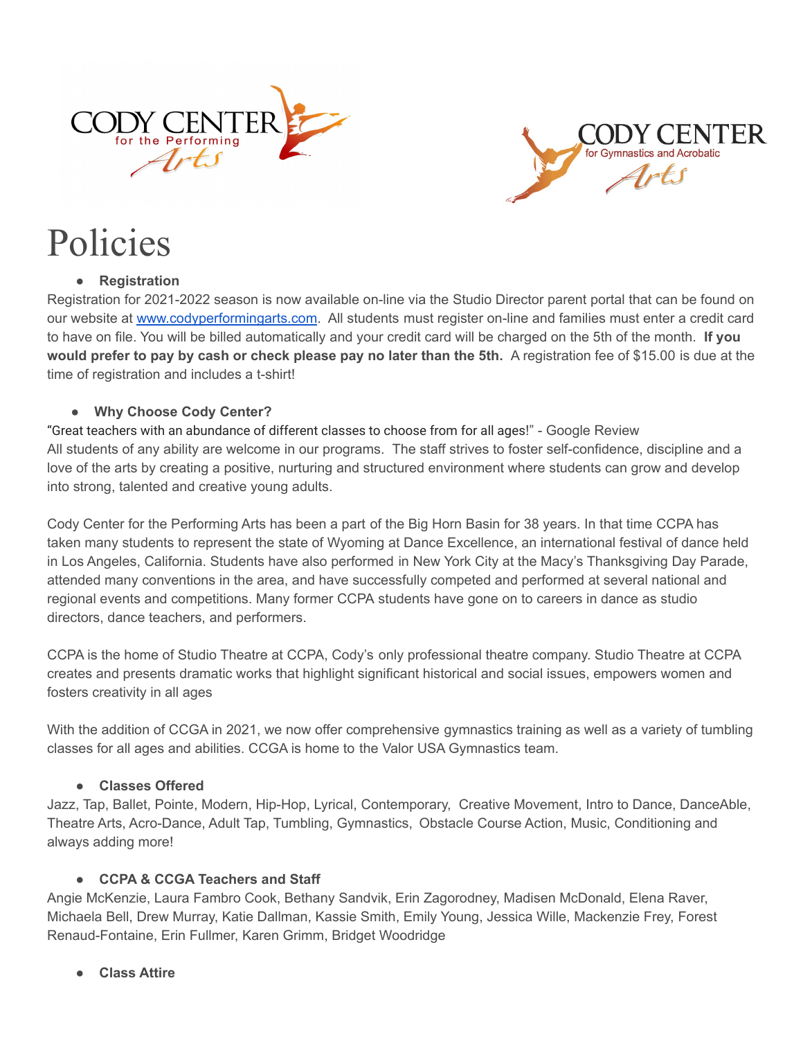CODY CENTER for the Performing Arts

CODY CENTER for Gymnastics and Acrobatic Arts

# Policies

- **Registration**

Registration for 2021-2022 season is now available on-line via the Studio Director parent portal that can be found on our website at [www.codyperformingarts.com](http://www.codyperformingarts.com). All students must register on-line and families must enter a credit card to have on file. You will be billed automatically and your credit card will be charged on the 5th of the month. **If you would prefer to pay by cash or check please pay no later than the 5th.** A registration fee of $15.00 is due at the time of registration and includes a t-shirt!

- **Why Choose Cody Center?**

"Great teachers with an abundance of different classes to choose from for all ages!" - Google Review
All students of any ability are welcome in our programs. The staff strives to foster self-confidence, discipline and a love of the arts by creating a positive, nurturing and structured environment where students can grow and develop into strong, talented and creative young adults.

Cody Center for the Performing Arts has been a part of the Big Horn Basin for 38 years. In that time CCPA has taken many students to represent the state of Wyoming at Dance Excellence, an international festival of dance held in Los Angeles, California. Students have also performed in New York City at the Macy's Thanksgiving Day Parade, attended many conventions in the area, and have successfully competed and performed at several national and regional events and competitions. Many former CCPA students have gone on to careers in dance as studio directors, dance teachers, and performers.

CCPA is the home of Studio Theatre at CCPA, Cody's only professional theatre company. Studio Theatre at CCPA creates and presents dramatic works that highlight significant historical and social issues, empowers women and fosters creativity in all ages

With the addition of CCGA in 2021, we now offer comprehensive gymnastics training as well as a variety of tumbling classes for all ages and abilities. CCGA is home to the Valor USA Gymnastics team.

- **Classes Offered**

Jazz, Tap, Ballet, Pointe, Modern, Hip-Hop, Lyrical, Contemporary, Creative Movement, Intro to Dance, DanceAble, Theatre Arts, Acro-Dance, Adult Tap, Tumbling, Gymnastics, Obstacle Course Action, Music, Conditioning and always adding more!

- **CCPA & CCGA Teachers and Staff**

Angie McKenzie, Laura Fambro Cook, Bethany Sandvik, Erin Zagorodney, Madisen McDonald, Elena Raver, Michaela Bell, Drew Murray, Katie Dallman, Kassie Smith, Emily Young, Jessica Wille, Mackenzie Frey, Forest Renaud-Fontaine, Erin Fullmer, Karen Grimm, Bridget Woodridge

- **Class Attire**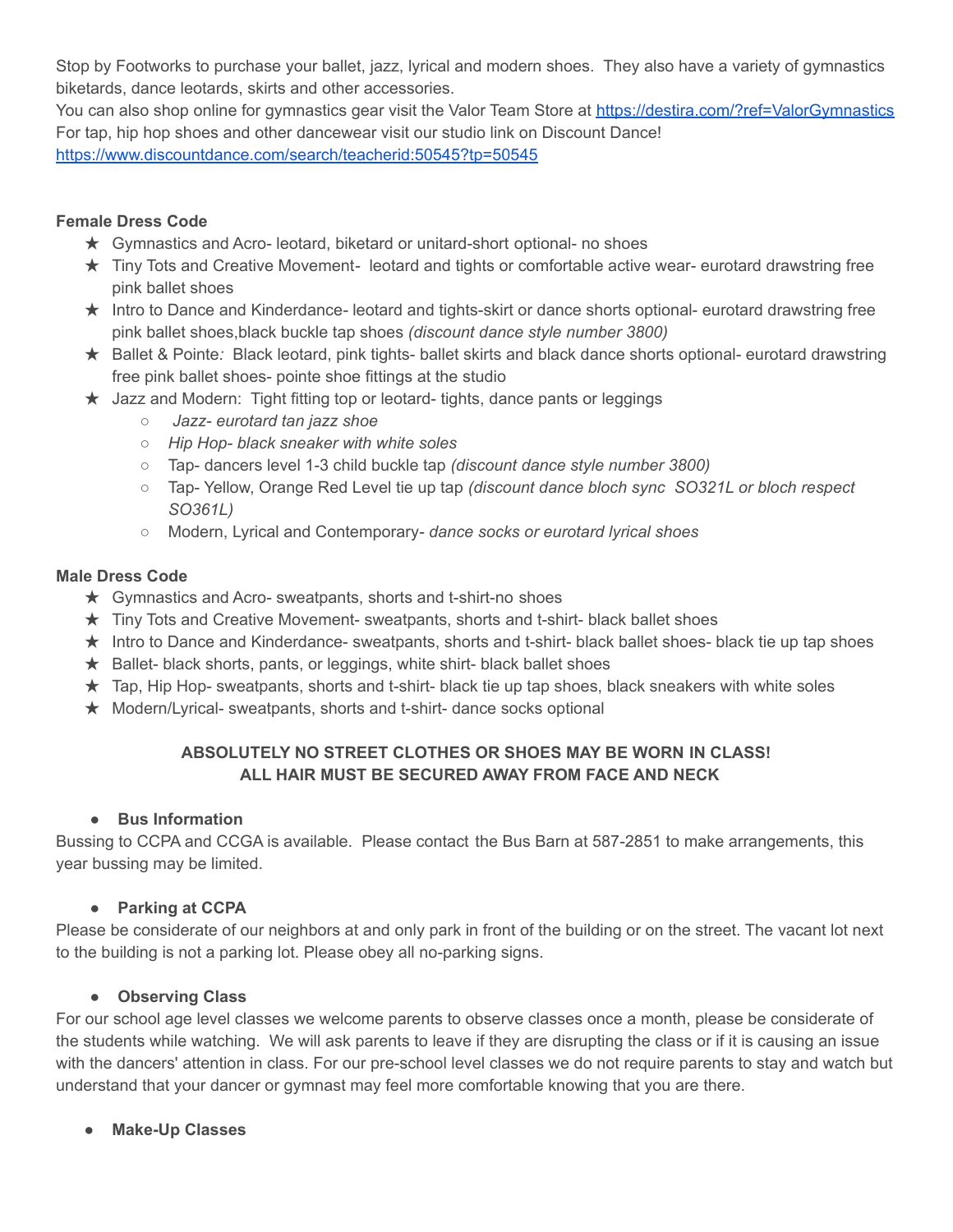Stop by Footworks to purchase your ballet, jazz, lyrical and modern shoes. They also have a variety of gymnastics biketards, dance leotards, skirts and other accessories.
You can also shop online for gymnastics gear visit the Valor Team Store at https://destira.com/?ref=ValorGymnastics
For tap, hip hop shoes and other dancewear visit our studio link on Discount Dance!
https://www.discountdance.com/search/teacherid:50545?tp=50545

**Female Dress Code**

- Gymnastics and Acro- leotard, biketard or unitard-short optional- no shoes
- Tiny Tots and Creative Movement- leotard and tights or comfortable active wear- eurotard drawstring free pink ballet shoes
- Intro to Dance and Kinderdance- leotard and tights-skirt or dance shorts optional- eurotard drawstring free pink ballet shoes,black buckle tap shoes *(discount dance style number 3800)*
- Ballet & Pointe*:* Black leotard, pink tights- ballet skirts and black dance shorts optional- eurotard drawstring free pink ballet shoes- pointe shoe fittings at the studio
- Jazz and Modern: Tight fitting top or leotard- tights, dance pants or leggings
  - *Jazz- eurotard tan jazz shoe*
  - *Hip Hop- black sneaker with white soles*
  - Tap- dancers level 1-3 child buckle tap *(discount dance style number 3800)*
  - Tap- Yellow, Orange Red Level tie up tap *(discount dance bloch sync SO321L or bloch respect SO361L)*
  - Modern, Lyrical and Contemporary- *dance socks or eurotard lyrical shoes*

**Male Dress Code**

- Gymnastics and Acro- sweatpants, shorts and t-shirt-no shoes
- Tiny Tots and Creative Movement- sweatpants, shorts and t-shirt- black ballet shoes
- Intro to Dance and Kinderdance- sweatpants, shorts and t-shirt- black ballet shoes- black tie up tap shoes
- Ballet- black shorts, pants, or leggings, white shirt- black ballet shoes
- Tap, Hip Hop- sweatpants, shorts and t-shirt- black tie up tap shoes, black sneakers with white soles
- Modern/Lyrical- sweatpants, shorts and t-shirt- dance socks optional

**ABSOLUTELY NO STREET CLOTHES OR SHOES MAY BE WORN IN CLASS!**
**ALL HAIR MUST BE SECURED AWAY FROM FACE AND NECK**

- **Bus Information**

Bussing to CCPA and CCGA is available. Please contact the Bus Barn at 587-2851 to make arrangements, this year bussing may be limited.

- **Parking at CCPA**

Please be considerate of our neighbors at and only park in front of the building or on the street. The vacant lot next to the building is not a parking lot. Please obey all no-parking signs.

- **Observing Class**

For our school age level classes we welcome parents to observe classes once a month, please be considerate of the students while watching. We will ask parents to leave if they are disrupting the class or if it is causing an issue with the dancers' attention in class. For our pre-school level classes we do not require parents to stay and watch but understand that your dancer or gymnast may feel more comfortable knowing that you are there.

- **Make-Up Classes**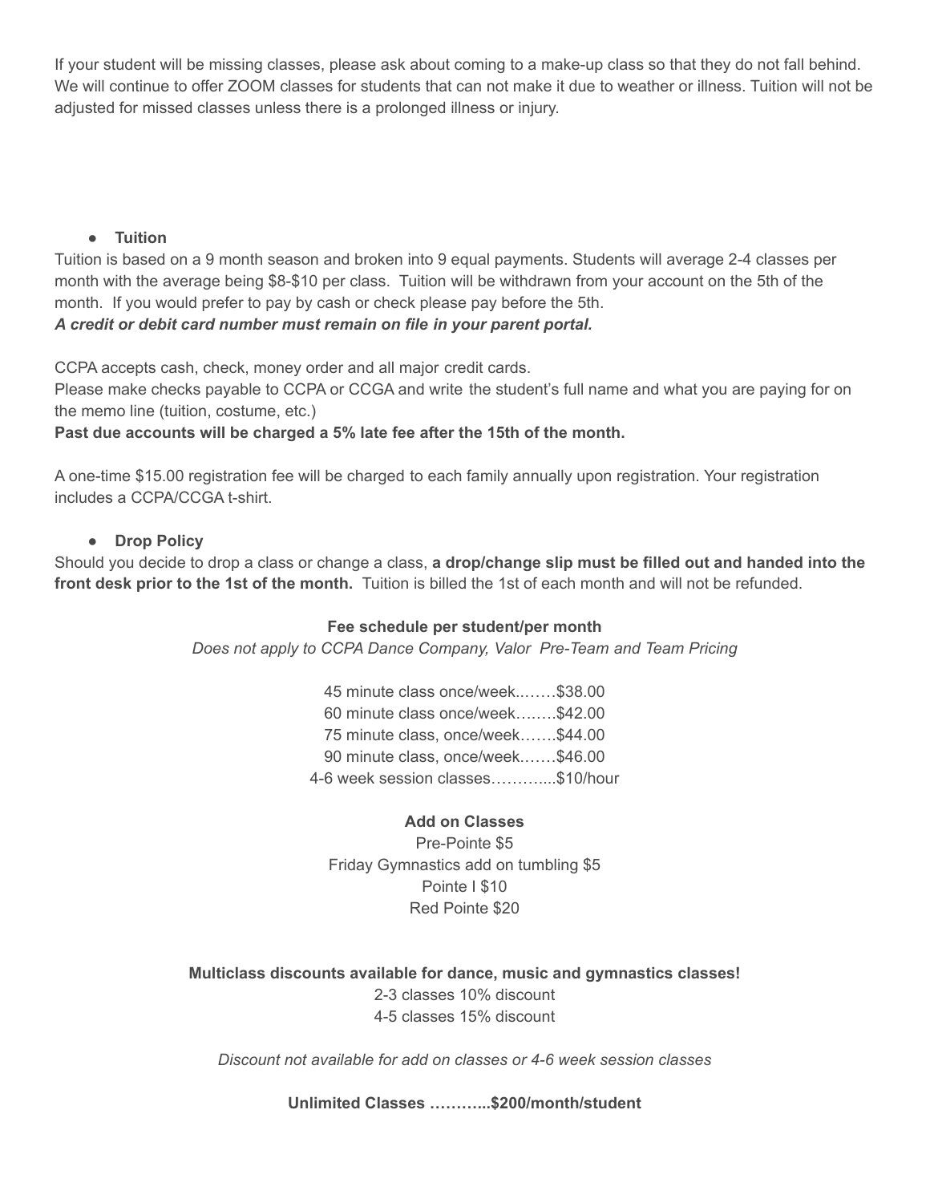If your student will be missing classes, please ask about coming to a make-up class so that they do not fall behind. We will continue to offer ZOOM classes for students that can not make it due to weather or illness. Tuition will not be adjusted for missed classes unless there is a prolonged illness or injury.

- **Tuition**

Tuition is based on a 9 month season and broken into 9 equal payments. Students will average 2-4 classes per month with the average being $8-$10 per class. Tuition will be withdrawn from your account on the 5th of the month. If you would prefer to pay by cash or check please pay before the 5th.

***A credit or debit card number must remain on file in your parent portal.***

CCPA accepts cash, check, money order and all major credit cards.

Please make checks payable to CCPA or CCGA and write the student's full name and what you are paying for on the memo line (tuition, costume, etc.)

**Past due accounts will be charged a 5% late fee after the 15th of the month.**

A one-time $15.00 registration fee will be charged to each family annually upon registration. Your registration includes a CCPA/CCGA t-shirt.

- **Drop Policy**

Should you decide to drop a class or change a class, **a drop/change slip must be filled out and handed into the front desk prior to the 1st of the month.** Tuition is billed the 1st of each month and will not be refunded.

**Fee schedule per student/per month**

*Does not apply to CCPA Dance Company, Valor Pre-Team and Team Pricing*

45 minute class once/week..…….$38.00
60 minute class once/week….….$42.00
75 minute class, once/week…….$44.00
90 minute class, once/week.……$46.00
4-6 week session classes………....$10/hour

**Add on Classes**

Pre-Pointe $5
Friday Gymnastics add on tumbling $5
Pointe I $10
Red Pointe $20

**Multiclass discounts available for dance, music and gymnastics classes!**

2-3 classes 10% discount
4-5 classes 15% discount

*Discount not available for add on classes or 4-6 week session classes*

**Unlimited Classes ………..$200/month/student**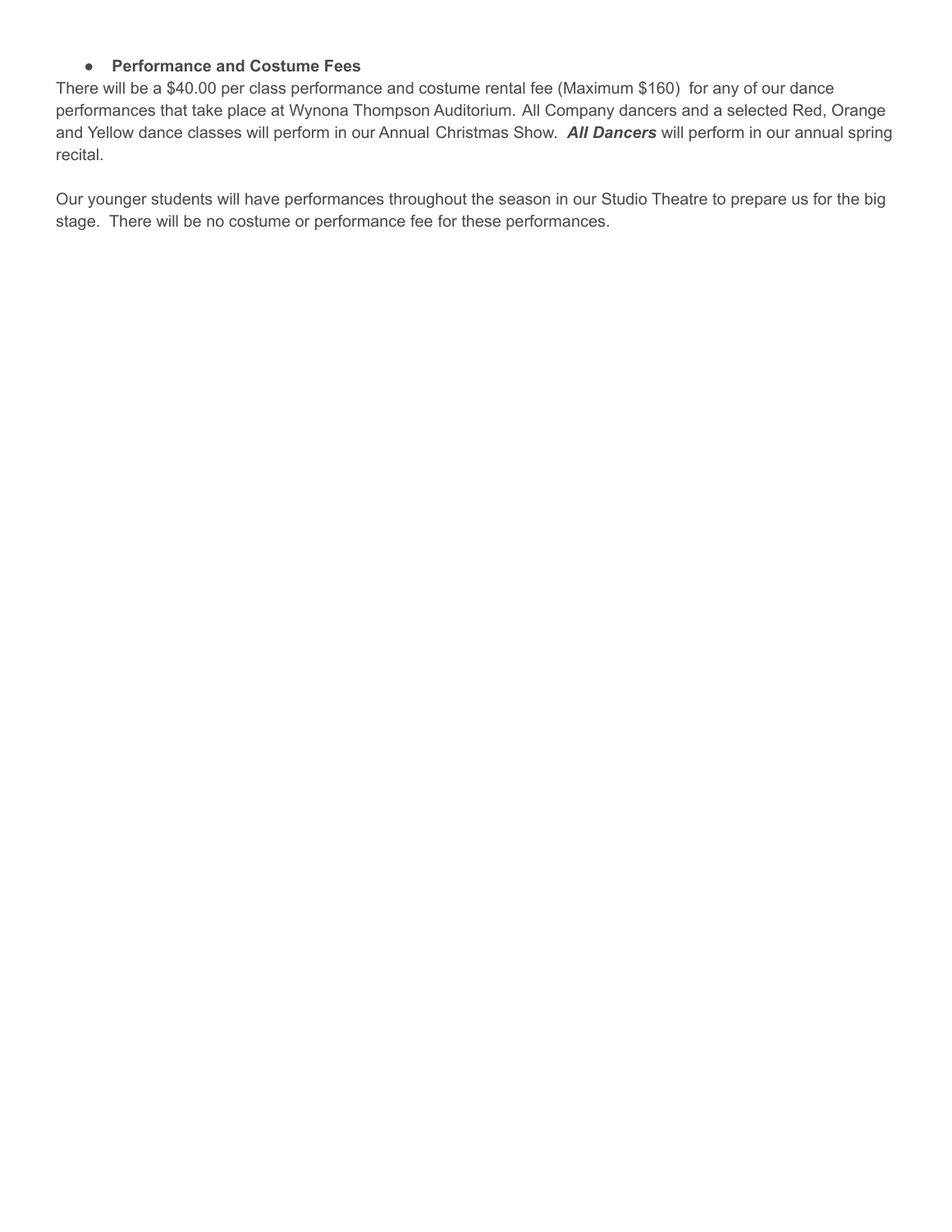- **Performance and Costume Fees**

There will be a $40.00 per class performance and costume rental fee (Maximum $160) for any of our dance performances that take place at Wynona Thompson Auditorium. All Company dancers and a selected Red, Orange and Yellow dance classes will perform in our Annual Christmas Show. ***All Dancers*** will perform in our annual spring recital.

Our younger students will have performances throughout the season in our Studio Theatre to prepare us for the big stage. There will be no costume or performance fee for these performances.